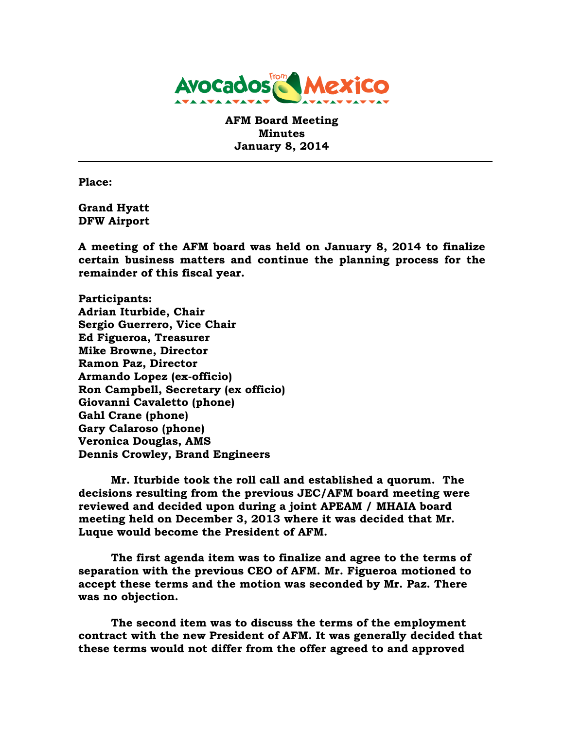# AFM Board Meeting
## Minutes
### January 8, 2014

---

**Place:**

**Grand Hyatt**
**DFW Airport**

**A meeting of the AFM board was held on January 8, 2014 to finalize certain business matters and continue the planning process for the remainder of this fiscal year.**

**Participants:**
**Adrian Iturbide, Chair**
**Sergio Guerrero, Vice Chair**
**Ed Figueroa, Treasurer**
**Mike Browne, Director**
**Ramon Paz, Director**
**Armando Lopez (ex-officio)**
**Ron Campbell, Secretary (ex officio)**
**Giovanni Cavaletto (phone)**
**Gahl Crane (phone)**
**Gary Calaroso (phone)**
**Veronica Douglas, AMS**
**Dennis Crowley, Brand Engineers**

**Mr. Iturbide took the roll call and established a quorum. The decisions resulting from the previous JEC/AFM board meeting were reviewed and decided upon during a joint APEAM / MHAIA board meeting held on December 3, 2013 where it was decided that Mr. Luque would become the President of AFM.**

**The first agenda item was to finalize and agree to the terms of separation with the previous CEO of AFM. Mr. Figueroa motioned to accept these terms and the motion was seconded by Mr. Paz. There was no objection.**

**The second item was to discuss the terms of the employment contract with the new President of AFM. It was generally decided that these terms would not differ from the offer agreed to and approved**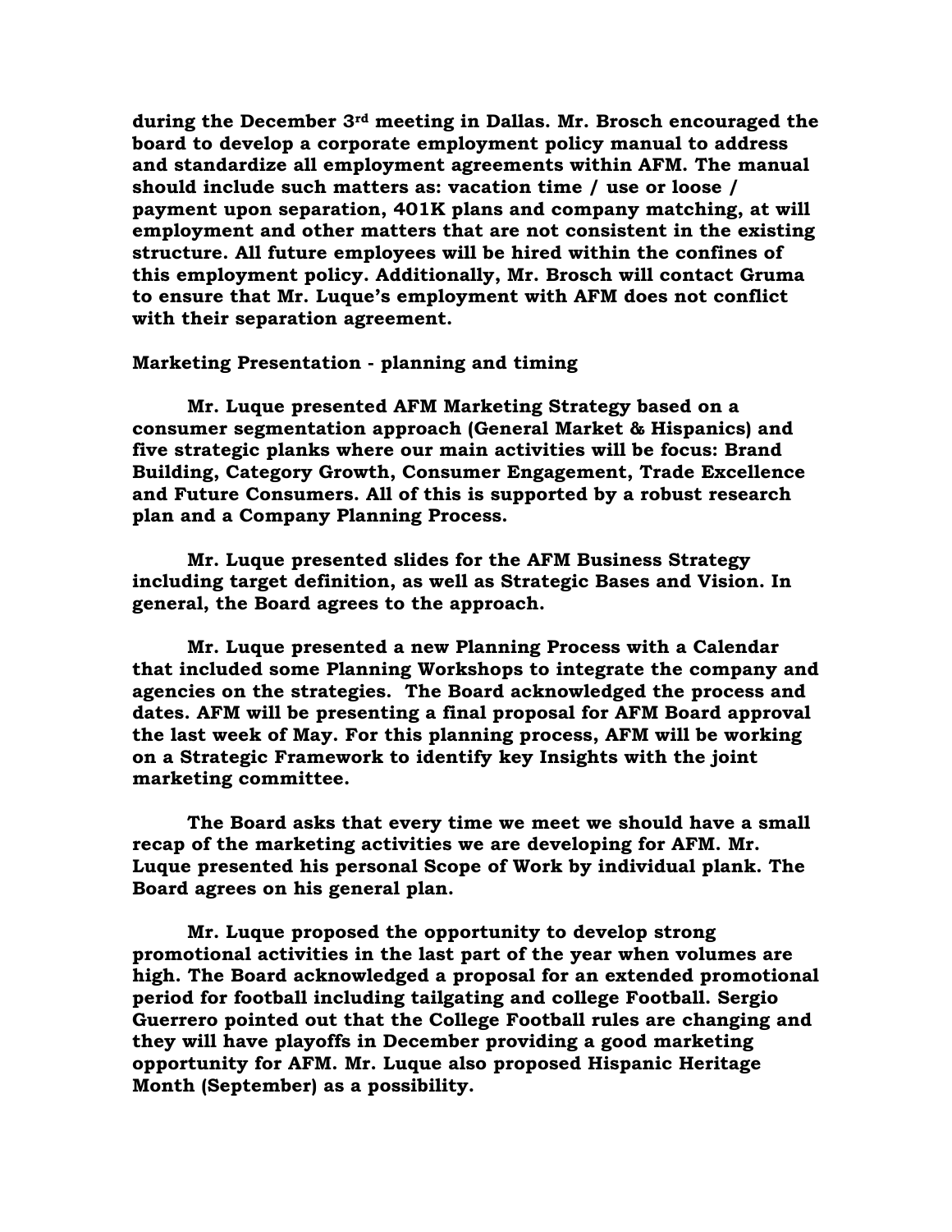**during the December 3rd meeting in Dallas. Mr. Brosch encouraged the board to develop a corporate employment policy manual to address and standardize all employment agreements within AFM. The manual should include such matters as: vacation time / use or loose / payment upon separation, 401K plans and company matching, at will employment and other matters that are not consistent in the existing structure. All future employees will be hired within the confines of this employment policy. Additionally, Mr. Brosch will contact Gruma to ensure that Mr. Luque's employment with AFM does not conflict with their separation agreement.**

**Marketing Presentation - planning and timing**

**Mr. Luque presented AFM Marketing Strategy based on a consumer segmentation approach (General Market & Hispanics) and five strategic planks where our main activities will be focus: Brand Building, Category Growth, Consumer Engagement, Trade Excellence and Future Consumers. All of this is supported by a robust research plan and a Company Planning Process.**

**Mr. Luque presented slides for the AFM Business Strategy including target definition, as well as Strategic Bases and Vision. In general, the Board agrees to the approach.**

**Mr. Luque presented a new Planning Process with a Calendar that included some Planning Workshops to integrate the company and agencies on the strategies. The Board acknowledged the process and dates. AFM will be presenting a final proposal for AFM Board approval the last week of May. For this planning process, AFM will be working on a Strategic Framework to identify key Insights with the joint marketing committee.**

**The Board asks that every time we meet we should have a small recap of the marketing activities we are developing for AFM. Mr. Luque presented his personal Scope of Work by individual plank. The Board agrees on his general plan.**

**Mr. Luque proposed the opportunity to develop strong promotional activities in the last part of the year when volumes are high. The Board acknowledged a proposal for an extended promotional period for football including tailgating and college Football. Sergio Guerrero pointed out that the College Football rules are changing and they will have playoffs in December providing a good marketing opportunity for AFM. Mr. Luque also proposed Hispanic Heritage Month (September) as a possibility.**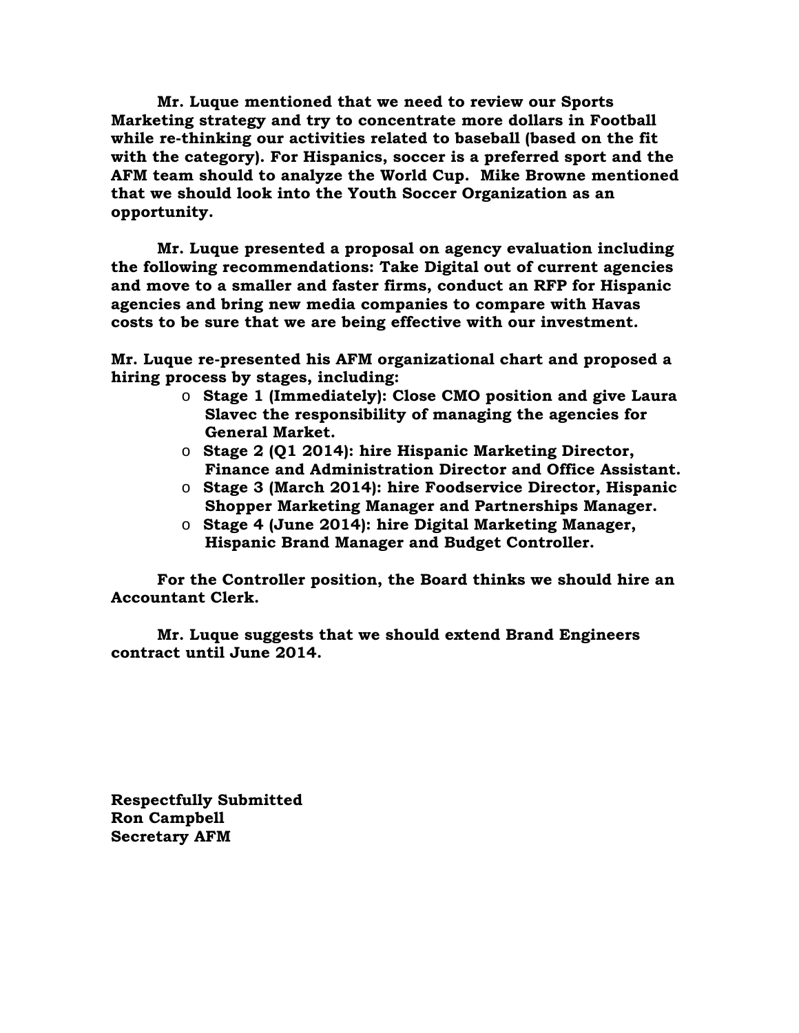**Mr. Luque mentioned that we need to review our Sports Marketing strategy and try to concentrate more dollars in Football while re-thinking our activities related to baseball (based on the fit with the category). For Hispanics, soccer is a preferred sport and the AFM team should to analyze the World Cup. Mike Browne mentioned that we should look into the Youth Soccer Organization as an opportunity.**

**Mr. Luque presented a proposal on agency evaluation including the following recommendations: Take Digital out of current agencies and move to a smaller and faster firms, conduct an RFP for Hispanic agencies and bring new media companies to compare with Havas costs to be sure that we are being effective with our investment.**

**Mr. Luque re-presented his AFM organizational chart and proposed a hiring process by stages, including:**

- **Stage 1 (Immediately): Close CMO position and give Laura Slavec the responsibility of managing the agencies for General Market.**
- **Stage 2 (Q1 2014): hire Hispanic Marketing Director, Finance and Administration Director and Office Assistant.**
- **Stage 3 (March 2014): hire Foodservice Director, Hispanic Shopper Marketing Manager and Partnerships Manager.**
- **Stage 4 (June 2014): hire Digital Marketing Manager, Hispanic Brand Manager and Budget Controller.**

**For the Controller position, the Board thinks we should hire an Accountant Clerk.**

**Mr. Luque suggests that we should extend Brand Engineers contract until June 2014.**

**Respectfully Submitted**
**Ron Campbell**
**Secretary AFM**